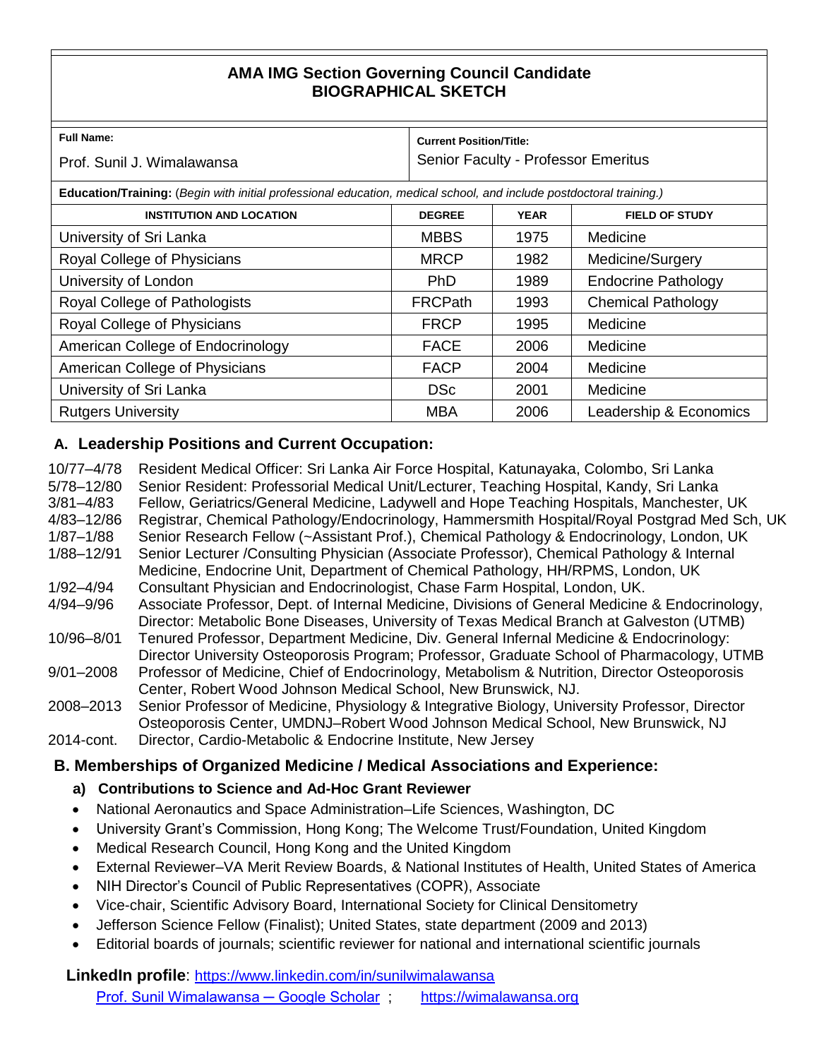# AMA IMG Section Governing Council Candidate
# BIOGRAPHICAL SKETCH

| **Full Name:** Prof. Sunil J. Wimalawansa | **Current Position/Title:** Senior Faculty - Professor Emeritus |
|---|---|

**Education/Training:** (*Begin with initial professional education, medical school, and include postdoctoral training.*)

| INSTITUTION AND LOCATION | DEGREE | YEAR | FIELD OF STUDY |
|---|---|---|---|
| University of Sri Lanka | MBBS | 1975 | Medicine |
| Royal College of Physicians | MRCP | 1982 | Medicine/Surgery |
| University of London | PhD | 1989 | Endocrine Pathology |
| Royal College of Pathologists | FRCPath | 1993 | Chemical Pathology |
| Royal College of Physicians | FRCP | 1995 | Medicine |
| American College of Endocrinology | FACE | 2006 | Medicine |
| American College of Physicians | FACP | 2004 | Medicine |
| University of Sri Lanka | DSc | 2001 | Medicine |
| Rutgers University | MBA | 2006 | Leadership & Economics |

## A. Leadership Positions and Current Occupation:

- 10/77–4/78 Resident Medical Officer: Sri Lanka Air Force Hospital, Katunayaka, Colombo, Sri Lanka
- 5/78–12/80 Senior Resident: Professorial Medical Unit/Lecturer, Teaching Hospital, Kandy, Sri Lanka
- 3/81–4/83 Fellow, Geriatrics/General Medicine, Ladywell and Hope Teaching Hospitals, Manchester, UK
- 4/83–12/86 Registrar, Chemical Pathology/Endocrinology, Hammersmith Hospital/Royal Postgrad Med Sch, UK
- 1/87–1/88 Senior Research Fellow (~Assistant Prof.), Chemical Pathology & Endocrinology, London, UK
- 1/88–12/91 Senior Lecturer /Consulting Physician (Associate Professor), Chemical Pathology & Internal Medicine, Endocrine Unit, Department of Chemical Pathology, HH/RPMS, London, UK
- 1/92–4/94 Consultant Physician and Endocrinologist, Chase Farm Hospital, London, UK.
- 4/94–9/96 Associate Professor, Dept. of Internal Medicine, Divisions of General Medicine & Endocrinology, Director: Metabolic Bone Diseases, University of Texas Medical Branch at Galveston (UTMB)
- 10/96–8/01 Tenured Professor, Department Medicine, Div. General Infernal Medicine & Endocrinology: Director University Osteoporosis Program; Professor, Graduate School of Pharmacology, UTMB
- 9/01–2008 Professor of Medicine, Chief of Endocrinology, Metabolism & Nutrition, Director Osteoporosis Center, Robert Wood Johnson Medical School, New Brunswick, NJ.
- 2008–2013 Senior Professor of Medicine, Physiology & Integrative Biology, University Professor, Director Osteoporosis Center, UMDNJ–Robert Wood Johnson Medical School, New Brunswick, NJ
- 2014-cont. Director, Cardio-Metabolic & Endocrine Institute, New Jersey

## B. Memberships of Organized Medicine / Medical Associations and Experience:

### a) Contributions to Science and Ad-Hoc Grant Reviewer

- National Aeronautics and Space Administration–Life Sciences, Washington, DC
- University Grant's Commission, Hong Kong; The Welcome Trust/Foundation, United Kingdom
- Medical Research Council, Hong Kong and the United Kingdom
- External Reviewer–VA Merit Review Boards, & National Institutes of Health, United States of America
- NIH Director's Council of Public Representatives (COPR), Associate
- Vice-chair, Scientific Advisory Board, International Society for Clinical Densitometry
- Jefferson Science Fellow (Finalist); United States, state department (2009 and 2013)
- Editorial boards of journals; scientific reviewer for national and international scientific journals

**LinkedIn profile**: https://www.linkedin.com/in/sunilwimalawansa

Prof. Sunil Wimalawansa – Google Scholar ; https://wimalawansa.org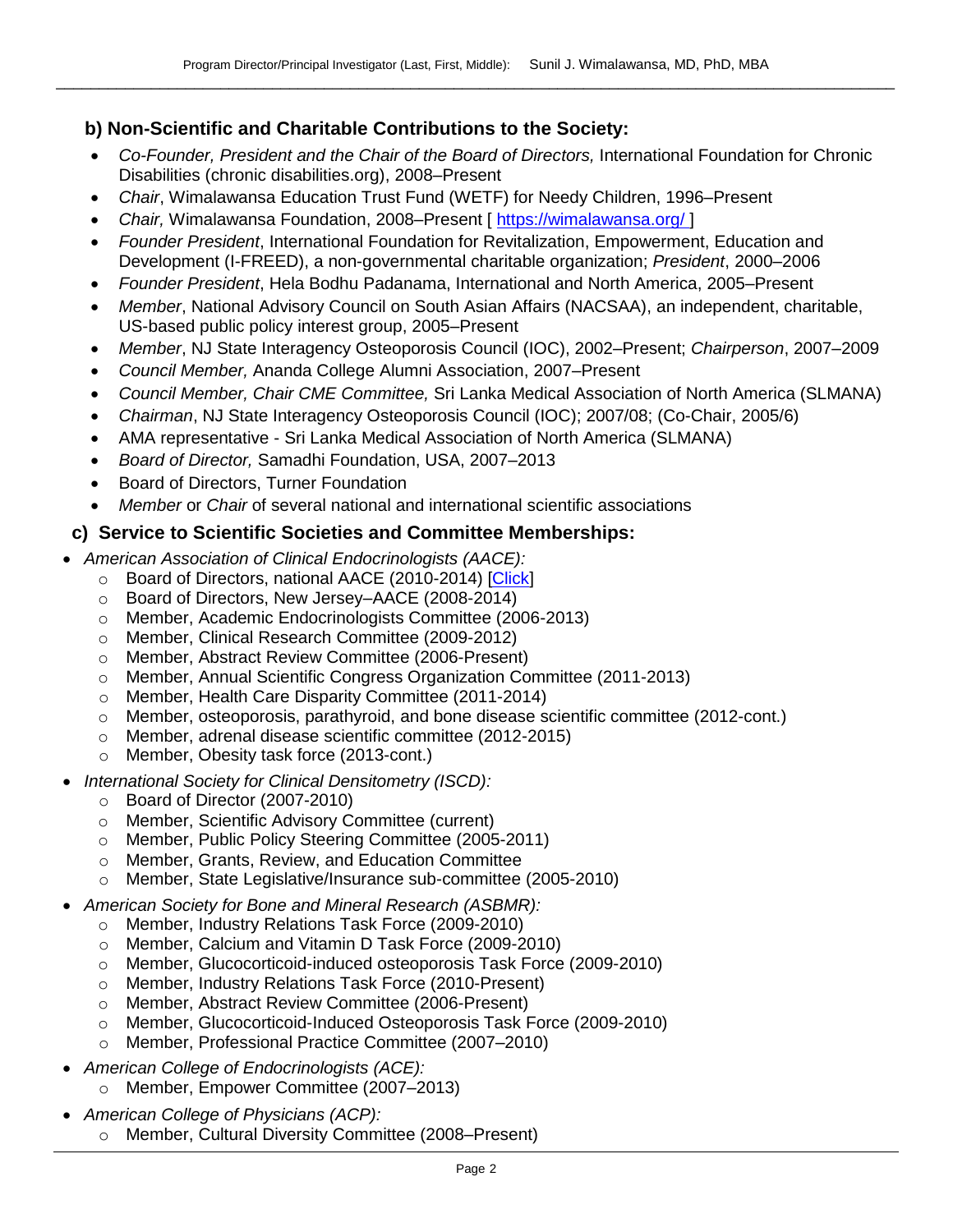## b) Non-Scientific and Charitable Contributions to the Society:

- *Co-Founder, President and the Chair of the Board of Directors,* International Foundation for Chronic Disabilities (chronic disabilities.org), 2008–Present
- *Chair*, Wimalawansa Education Trust Fund (WETF) for Needy Children, 1996–Present
- *Chair,* Wimalawansa Foundation, 2008–Present [ [https://wimalawansa.org/](https://wimalawansa.org/) ]
- *Founder President*, International Foundation for Revitalization, Empowerment, Education and Development (I-FREED), a non-governmental charitable organization; *President*, 2000–2006
- *Founder President*, Hela Bodhu Padanama, International and North America, 2005–Present
- *Member*, National Advisory Council on South Asian Affairs (NACSAA), an independent, charitable, US-based public policy interest group, 2005–Present
- *Member*, NJ State Interagency Osteoporosis Council (IOC), 2002–Present; *Chairperson*, 2007–2009
- *Council Member,* Ananda College Alumni Association, 2007–Present
- *Council Member, Chair CME Committee,* Sri Lanka Medical Association of North America (SLMANA)
- *Chairman*, NJ State Interagency Osteoporosis Council (IOC); 2007/08; (Co-Chair, 2005/6)
- AMA representative - Sri Lanka Medical Association of North America (SLMANA)
- *Board of Director,* Samadhi Foundation, USA, 2007–2013
- Board of Directors, Turner Foundation
- *Member* or *Chair* of several national and international scientific associations

## c) Service to Scientific Societies and Committee Memberships:

- *American Association of Clinical Endocrinologists (AACE):*
  - Board of Directors, national AACE (2010-2014) [Click]
  - Board of Directors, New Jersey–AACE (2008-2014)
  - Member, Academic Endocrinologists Committee (2006-2013)
  - Member, Clinical Research Committee (2009-2012)
  - Member, Abstract Review Committee (2006-Present)
  - Member, Annual Scientific Congress Organization Committee (2011-2013)
  - Member, Health Care Disparity Committee (2011-2014)
  - Member, osteoporosis, parathyroid, and bone disease scientific committee (2012-cont.)
  - Member, adrenal disease scientific committee (2012-2015)
  - Member, Obesity task force (2013-cont.)
- *International Society for Clinical Densitometry (ISCD):*
  - Board of Director (2007-2010)
  - Member, Scientific Advisory Committee (current)
  - Member, Public Policy Steering Committee (2005-2011)
  - Member, Grants, Review, and Education Committee
  - Member, State Legislative/Insurance sub-committee (2005-2010)
- *American Society for Bone and Mineral Research (ASBMR):*
  - Member, Industry Relations Task Force (2009-2010)
  - Member, Calcium and Vitamin D Task Force (2009-2010)
  - Member, Glucocorticoid-induced osteoporosis Task Force (2009-2010)
  - Member, Industry Relations Task Force (2010-Present)
  - Member, Abstract Review Committee (2006-Present)
  - Member, Glucocorticoid-Induced Osteoporosis Task Force (2009-2010)
  - Member, Professional Practice Committee (2007–2010)
- *American College of Endocrinologists (ACE):*
  - Member, Empower Committee (2007–2013)
- *American College of Physicians (ACP):*
  - Member, Cultural Diversity Committee (2008–Present)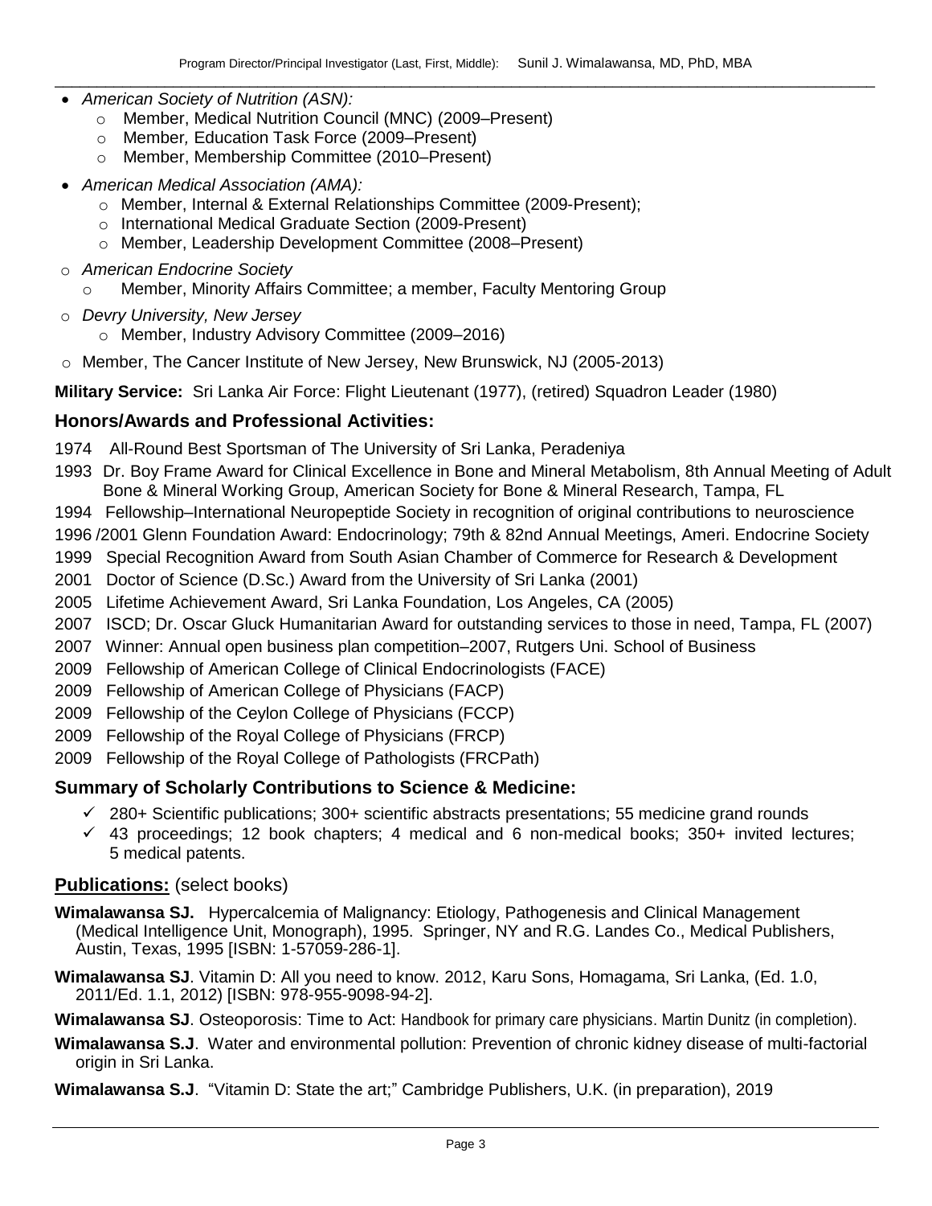- *American Society of Nutrition (ASN):*
  - Member, Medical Nutrition Council (MNC) (2009–Present)
  - Member, Education Task Force (2009–Present)
  - Member, Membership Committee (2010–Present)
- *American Medical Association (AMA):*
  - Member, Internal & External Relationships Committee (2009-Present);
  - International Medical Graduate Section (2009-Present)
  - Member, Leadership Development Committee (2008–Present)
- *American Endocrine Society*
  - Member, Minority Affairs Committee; a member, Faculty Mentoring Group
- *Devry University, New Jersey*
  - Member, Industry Advisory Committee (2009–2016)
- Member, The Cancer Institute of New Jersey, New Brunswick, NJ (2005-2013)

**Military Service:** Sri Lanka Air Force: Flight Lieutenant (1977), (retired) Squadron Leader (1980)

## Honors/Awards and Professional Activities:

1974 All-Round Best Sportsman of The University of Sri Lanka, Peradeniya

1993 Dr. Boy Frame Award for Clinical Excellence in Bone and Mineral Metabolism, 8th Annual Meeting of Adult Bone & Mineral Working Group, American Society for Bone & Mineral Research, Tampa, FL

1994 Fellowship–International Neuropeptide Society in recognition of original contributions to neuroscience

1996 /2001 Glenn Foundation Award: Endocrinology; 79th & 82nd Annual Meetings, Ameri. Endocrine Society

1999 Special Recognition Award from South Asian Chamber of Commerce for Research & Development

2001 Doctor of Science (D.Sc.) Award from the University of Sri Lanka (2001)

2005 Lifetime Achievement Award, Sri Lanka Foundation, Los Angeles, CA (2005)

2007 ISCD; Dr. Oscar Gluck Humanitarian Award for outstanding services to those in need, Tampa, FL (2007)

2007 Winner: Annual open business plan competition–2007, Rutgers Uni. School of Business

2009 Fellowship of American College of Clinical Endocrinologists (FACE)

2009 Fellowship of American College of Physicians (FACP)

2009 Fellowship of the Ceylon College of Physicians (FCCP)

2009 Fellowship of the Royal College of Physicians (FRCP)

2009 Fellowship of the Royal College of Pathologists (FRCPath)

## Summary of Scholarly Contributions to Science & Medicine:

- ✓ 280+ Scientific publications; 300+ scientific abstracts presentations; 55 medicine grand rounds
- ✓ 43 proceedings; 12 book chapters; 4 medical and 6 non-medical books; 350+ invited lectures; 5 medical patents.

## **Publications:** (select books)

**Wimalawansa SJ.** Hypercalcemia of Malignancy: Etiology, Pathogenesis and Clinical Management (Medical Intelligence Unit, Monograph), 1995. Springer, NY and R.G. Landes Co., Medical Publishers, Austin, Texas, 1995 [ISBN: 1-57059-286-1].

**Wimalawansa SJ**. Vitamin D: All you need to know. 2012, Karu Sons, Homagama, Sri Lanka, (Ed. 1.0, 2011/Ed. 1.1, 2012) [ISBN: 978-955-9098-94-2].

**Wimalawansa SJ**. Osteoporosis: Time to Act: Handbook for primary care physicians. Martin Dunitz (in completion).

**Wimalawansa S.J**. Water and environmental pollution: Prevention of chronic kidney disease of multi-factorial origin in Sri Lanka.

**Wimalawansa S.J**. "Vitamin D: State the art;" Cambridge Publishers, U.K. (in preparation), 2019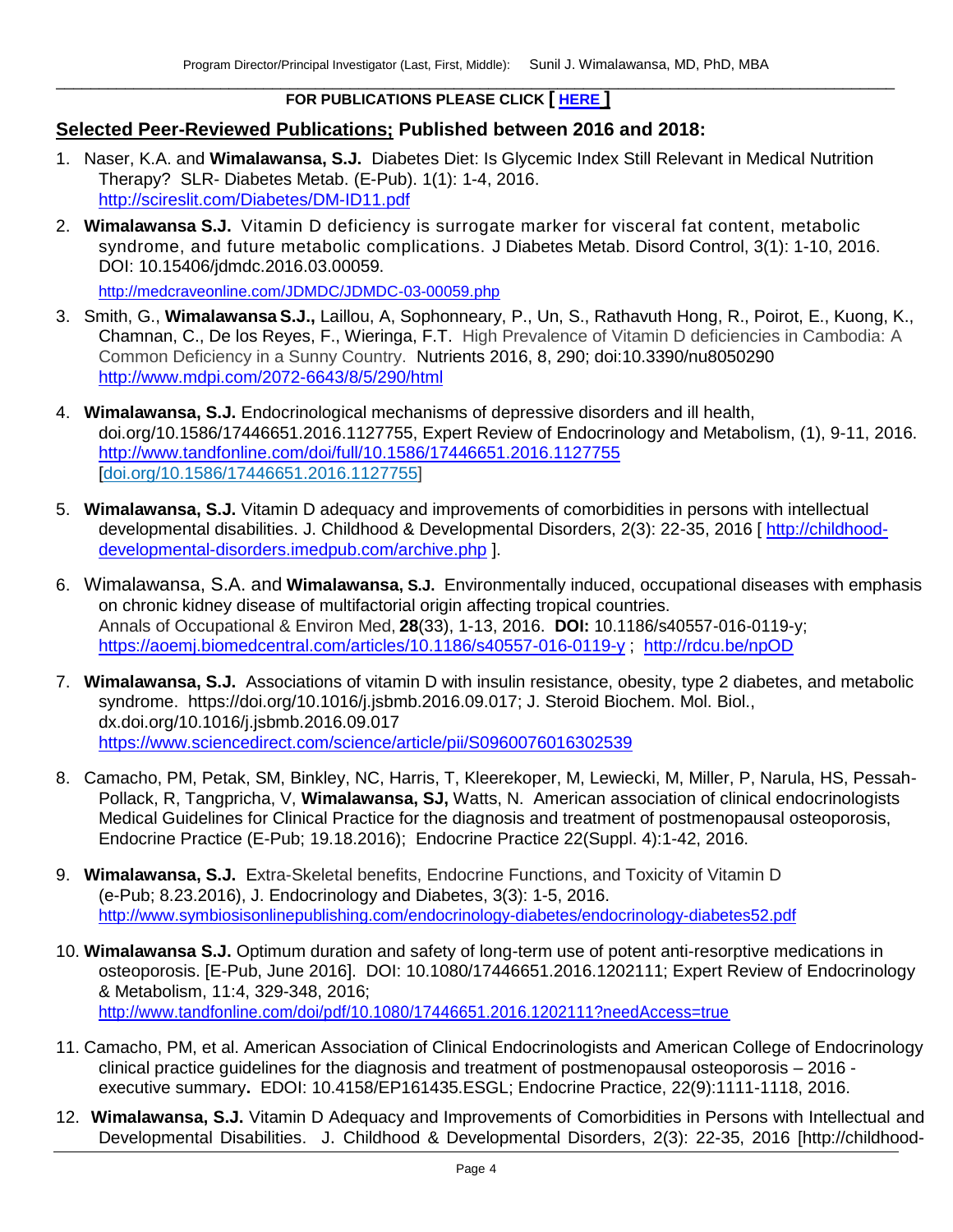**FOR PUBLICATIONS PLEASE CLICK [ HERE ]**

## Selected Peer-Reviewed Publications; Published between 2016 and 2018:

1. Naser, K.A. and **Wimalawansa, S.J.** Diabetes Diet: Is Glycemic Index Still Relevant in Medical Nutrition Therapy? SLR- Diabetes Metab. (E-Pub). 1(1): 1-4, 2016. http://scireslit.com/Diabetes/DM-ID11.pdf

2. **Wimalawansa S.J.** Vitamin D deficiency is surrogate marker for visceral fat content, metabolic syndrome, and future metabolic complications. J Diabetes Metab. Disord Control, 3(1): 1-10, 2016. DOI: 10.15406/jdmdc.2016.03.00059. http://medcraveonline.com/JDMDC/JDMDC-03-00059.php

3. Smith, G., **Wimalawansa S.J.,** Laillou, A, Sophonneary, P., Un, S., Rathavuth Hong, R., Poirot, E., Kuong, K., Chamnan, C., De los Reyes, F., Wieringa, F.T. High Prevalence of Vitamin D deficiencies in Cambodia: A Common Deficiency in a Sunny Country. Nutrients 2016, 8, 290; doi:10.3390/nu8050290 http://www.mdpi.com/2072-6643/8/5/290/html

4. **Wimalawansa, S.J.** Endocrinological mechanisms of depressive disorders and ill health, doi.org/10.1586/17446651.2016.1127755, Expert Review of Endocrinology and Metabolism, (1), 9-11, 2016. http://www.tandfonline.com/doi/full/10.1586/17446651.2016.1127755 [doi.org/10.1586/17446651.2016.1127755]

5. **Wimalawansa, S.J.** Vitamin D adequacy and improvements of comorbidities in persons with intellectual developmental disabilities. J. Childhood & Developmental Disorders, 2(3): 22-35, 2016 [ http://childhood-developmental-disorders.imedpub.com/archive.php ].

6. Wimalawansa, S.A. and **Wimalawansa, S.J.** Environmentally induced, occupational diseases with emphasis on chronic kidney disease of multifactorial origin affecting tropical countries. Annals of Occupational & Environ Med, **28**(33), 1-13, 2016. **DOI:** 10.1186/s40557-016-0119-y; https://aoemj.biomedcentral.com/articles/10.1186/s40557-016-0119-y ; http://rdcu.be/npOD

7. **Wimalawansa, S.J.** Associations of vitamin D with insulin resistance, obesity, type 2 diabetes, and metabolic syndrome. https://doi.org/10.1016/j.jsbmb.2016.09.017; J. Steroid Biochem. Mol. Biol., dx.doi.org/10.1016/j.jsbmb.2016.09.017 https://www.sciencedirect.com/science/article/pii/S0960076016302539

8. Camacho, PM, Petak, SM, Binkley, NC, Harris, T, Kleerekoper, M, Lewiecki, M, Miller, P, Narula, HS, Pessah-Pollack, R, Tangpricha, V, **Wimalawansa, SJ,** Watts, N. American association of clinical endocrinologists Medical Guidelines for Clinical Practice for the diagnosis and treatment of postmenopausal osteoporosis, Endocrine Practice (E-Pub; 19.18.2016); Endocrine Practice 22(Suppl. 4):1-42, 2016.

9. **Wimalawansa, S.J.** Extra-Skeletal benefits, Endocrine Functions, and Toxicity of Vitamin D (e-Pub; 8.23.2016), J. Endocrinology and Diabetes, 3(3): 1-5, 2016. http://www.symbiosisonlinepublishing.com/endocrinology-diabetes/endocrinology-diabetes52.pdf

10. **Wimalawansa S.J.** Optimum duration and safety of long-term use of potent anti-resorptive medications in osteoporosis. [E-Pub, June 2016]. DOI: 10.1080/17446651.2016.1202111; Expert Review of Endocrinology & Metabolism, 11:4, 329-348, 2016; http://www.tandfonline.com/doi/pdf/10.1080/17446651.2016.1202111?needAccess=true

11. Camacho, PM, et al. American Association of Clinical Endocrinologists and American College of Endocrinology clinical practice guidelines for the diagnosis and treatment of postmenopausal osteoporosis – 2016 - executive summary**.** EDOI: 10.4158/EP161435.ESGL; Endocrine Practice, 22(9):1111-1118, 2016.

12. **Wimalawansa, S.J.** Vitamin D Adequacy and Improvements of Comorbidities in Persons with Intellectual and Developmental Disabilities. J. Childhood & Developmental Disorders, 2(3): 22-35, 2016 [http://childhood-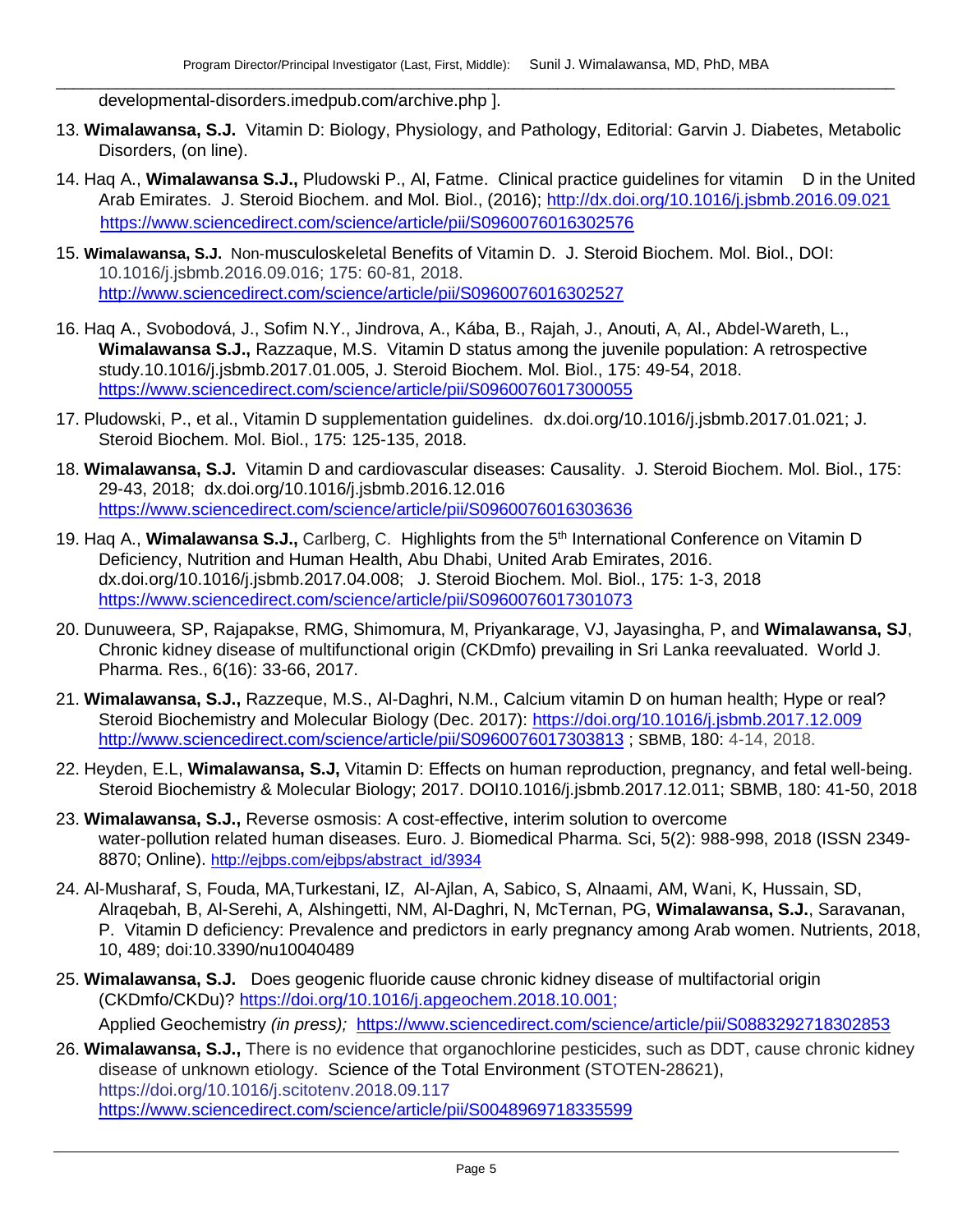developmental-disorders.imedpub.com/archive.php ].

13. **Wimalawansa, S.J.** Vitamin D: Biology, Physiology, and Pathology, Editorial: Garvin J. Diabetes, Metabolic Disorders, (on line).

14. Haq A., **Wimalawansa S.J.,** Pludowski P., Al, Fatme. Clinical practice guidelines for vitamin D in the United Arab Emirates. J. Steroid Biochem. and Mol. Biol., (2016); http://dx.doi.org/10.1016/j.jsbmb.2016.09.021 https://www.sciencedirect.com/science/article/pii/S0960076016302576

15. **Wimalawansa, S.J.** Non-musculoskeletal Benefits of Vitamin D. J. Steroid Biochem. Mol. Biol., DOI: 10.1016/j.jsbmb.2016.09.016; 175: 60-81, 2018. http://www.sciencedirect.com/science/article/pii/S0960076016302527

16. Haq A., Svobodová, J., Sofim N.Y., Jindrova, A., Kába, B., Rajah, J., Anouti, A, Al., Abdel-Wareth, L., **Wimalawansa S.J.,** Razzaque, M.S. Vitamin D status among the juvenile population: A retrospective study.10.1016/j.jsbmb.2017.01.005, J. Steroid Biochem. Mol. Biol., 175: 49-54, 2018. https://www.sciencedirect.com/science/article/pii/S0960076017300055

17. Pludowski, P., et al., Vitamin D supplementation guidelines. dx.doi.org/10.1016/j.jsbmb.2017.01.021; J. Steroid Biochem. Mol. Biol., 175: 125-135, 2018.

18. **Wimalawansa, S.J.** Vitamin D and cardiovascular diseases: Causality. J. Steroid Biochem. Mol. Biol., 175: 29-43, 2018; dx.doi.org/10.1016/j.jsbmb.2016.12.016 https://www.sciencedirect.com/science/article/pii/S0960076016303636

19. Haq A., **Wimalawansa S.J.,** Carlberg, C. Highlights from the 5th International Conference on Vitamin D Deficiency, Nutrition and Human Health, Abu Dhabi, United Arab Emirates, 2016. dx.doi.org/10.1016/j.jsbmb.2017.04.008; J. Steroid Biochem. Mol. Biol., 175: 1-3, 2018 https://www.sciencedirect.com/science/article/pii/S0960076017301073

20. Dunuweera, SP, Rajapakse, RMG, Shimomura, M, Priyankarage, VJ, Jayasingha, P, and **Wimalawansa, SJ**, Chronic kidney disease of multifunctional origin (CKDmfo) prevailing in Sri Lanka reevaluated. World J. Pharma. Res., 6(16): 33-66, 2017.

21. **Wimalawansa, S.J.,** Razzeque, M.S., Al-Daghri, N.M., Calcium vitamin D on human health; Hype or real? Steroid Biochemistry and Molecular Biology (Dec. 2017): https://doi.org/10.1016/j.jsbmb.2017.12.009 http://www.sciencedirect.com/science/article/pii/S0960076017303813 ; SBMB, 180: 4-14, 2018.

22. Heyden, E.L, **Wimalawansa, S.J,** Vitamin D: Effects on human reproduction, pregnancy, and fetal well-being. Steroid Biochemistry & Molecular Biology; 2017. DOI10.1016/j.jsbmb.2017.12.011; SBMB, 180: 41-50, 2018

23. **Wimalawansa, S.J.,** Reverse osmosis: A cost-effective, interim solution to overcome water-pollution related human diseases. Euro. J. Biomedical Pharma. Sci, 5(2): 988-998, 2018 (ISSN 2349-8870; Online). http://ejbps.com/ejbps/abstract_id/3934

24. Al-Musharaf, S, Fouda, MA,Turkestani, IZ, Al-Ajlan, A, Sabico, S, Alnaami, AM, Wani, K, Hussain, SD, Alraqebah, B, Al-Serehi, A, Alshingetti, NM, Al-Daghri, N, McTernan, PG, **Wimalawansa, S.J.**, Saravanan, P. Vitamin D deficiency: Prevalence and predictors in early pregnancy among Arab women. Nutrients, 2018, 10, 489; doi:10.3390/nu10040489

25. **Wimalawansa, S.J.** Does geogenic fluoride cause chronic kidney disease of multifactorial origin (CKDmfo/CKDu)? https://doi.org/10.1016/j.apgeochem.2018.10.001; Applied Geochemistry *(in press);* https://www.sciencedirect.com/science/article/pii/S0883292718302853

26. **Wimalawansa, S.J.,** There is no evidence that organochlorine pesticides, such as DDT, cause chronic kidney disease of unknown etiology. Science of the Total Environment (STOTEN-28621), https://doi.org/10.1016/j.scitotenv.2018.09.117 https://www.sciencedirect.com/science/article/pii/S0048969718335599